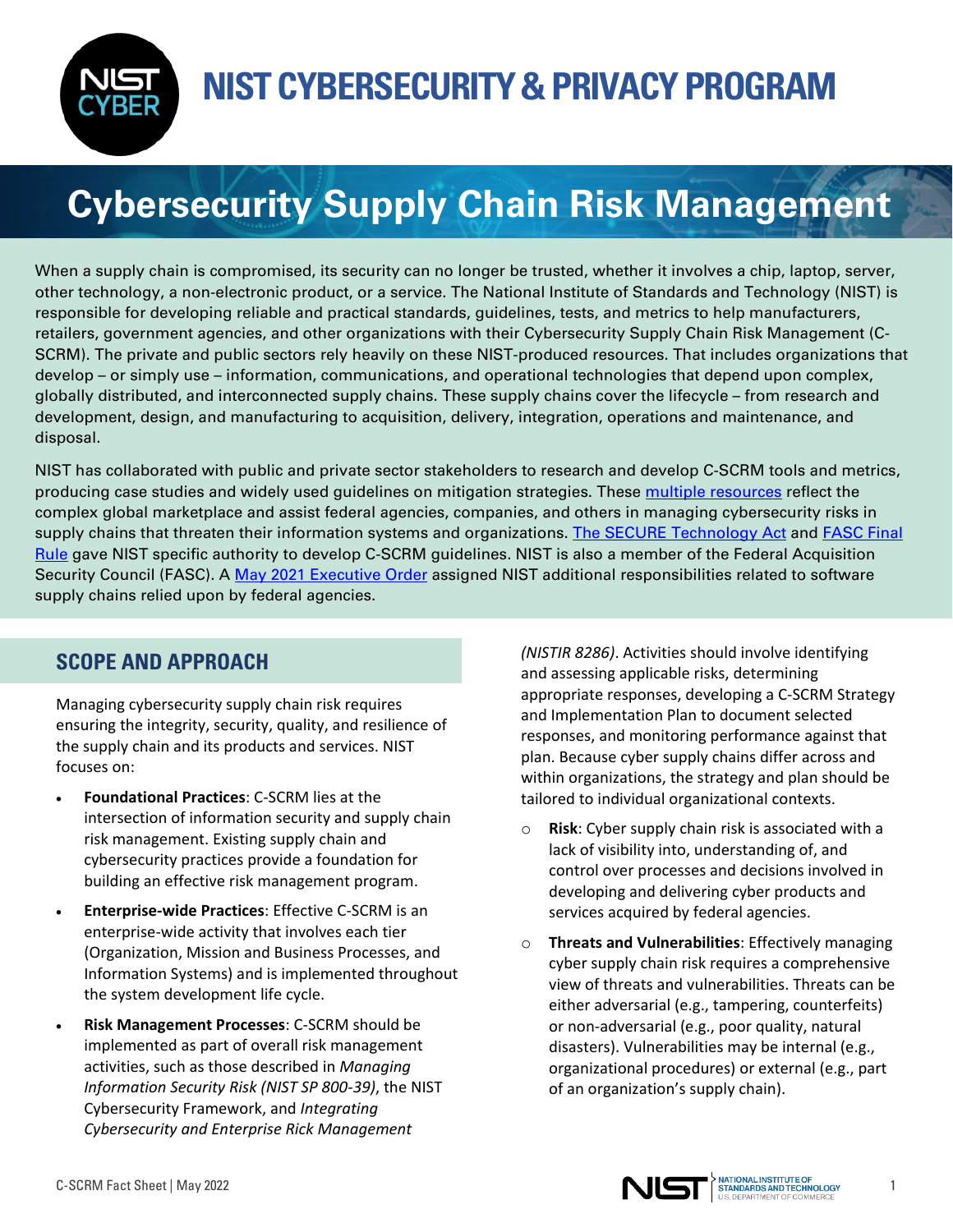# NIST CYBERSECURITY & PRIVACY PROGRAM

# Cybersecurity Supply Chain Risk Management

When a supply chain is compromised, its security can no longer be trusted, whether it involves a chip, laptop, server, other technology, a non-electronic product, or a service. The National Institute of Standards and Technology (NIST) is responsible for developing reliable and practical standards, guidelines, tests, and metrics to help manufacturers, retailers, government agencies, and other organizations with their Cybersecurity Supply Chain Risk Management (C-SCRM). The private and public sectors rely heavily on these NIST-produced resources. That includes organizations that develop – or simply use – information, communications, and operational technologies that depend upon complex, globally distributed, and interconnected supply chains. These supply chains cover the lifecycle – from research and development, design, and manufacturing to acquisition, delivery, integration, operations and maintenance, and disposal.

NIST has collaborated with public and private sector stakeholders to research and develop C-SCRM tools and metrics, producing case studies and widely used guidelines on mitigation strategies. These multiple resources reflect the complex global marketplace and assist federal agencies, companies, and others in managing cybersecurity risks in supply chains that threaten their information systems and organizations. The SECURE Technology Act and FASC Final Rule gave NIST specific authority to develop C-SCRM guidelines. NIST is also a member of the Federal Acquisition Security Council (FASC). A May 2021 Executive Order assigned NIST additional responsibilities related to software supply chains relied upon by federal agencies.

## SCOPE AND APPROACH

Managing cybersecurity supply chain risk requires ensuring the integrity, security, quality, and resilience of the supply chain and its products and services. NIST focuses on:

- **Foundational Practices**: C-SCRM lies at the intersection of information security and supply chain risk management. Existing supply chain and cybersecurity practices provide a foundation for building an effective risk management program.
- **Enterprise-wide Practices**: Effective C-SCRM is an enterprise-wide activity that involves each tier (Organization, Mission and Business Processes, and Information Systems) and is implemented throughout the system development life cycle.
- **Risk Management Processes**: C-SCRM should be implemented as part of overall risk management activities, such as those described in *Managing Information Security Risk (NIST SP 800-39)*, the NIST Cybersecurity Framework, and *Integrating Cybersecurity and Enterprise Rick Management (NISTIR 8286)*. Activities should involve identifying and assessing applicable risks, determining appropriate responses, developing a C-SCRM Strategy and Implementation Plan to document selected responses, and monitoring performance against that plan. Because cyber supply chains differ across and within organizations, the strategy and plan should be tailored to individual organizational contexts.
  - **Risk**: Cyber supply chain risk is associated with a lack of visibility into, understanding of, and control over processes and decisions involved in developing and delivering cyber products and services acquired by federal agencies.
  - **Threats and Vulnerabilities**: Effectively managing cyber supply chain risk requires a comprehensive view of threats and vulnerabilities. Threats can be either adversarial (e.g., tampering, counterfeits) or non-adversarial (e.g., poor quality, natural disasters). Vulnerabilities may be internal (e.g., organizational procedures) or external (e.g., part of an organization's supply chain).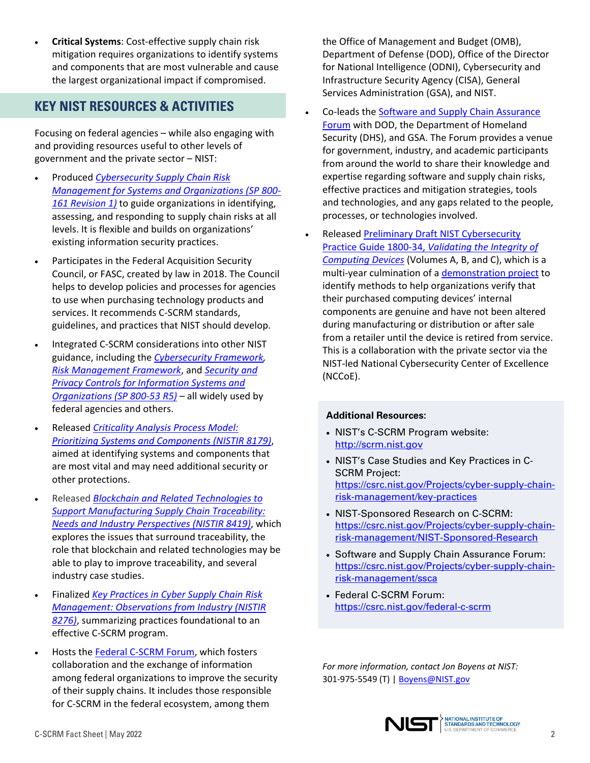- **Critical Systems**: Cost-effective supply chain risk mitigation requires organizations to identify systems and components that are most vulnerable and cause the largest organizational impact if compromised.

## KEY NIST RESOURCES & ACTIVITIES

Focusing on federal agencies – while also engaging with and providing resources useful to other levels of government and the private sector – NIST:

- Produced *Cybersecurity Supply Chain Risk Management for Systems and Organizations (SP 800-161 Revision 1)* to guide organizations in identifying, assessing, and responding to supply chain risks at all levels. It is flexible and builds on organizations' existing information security practices.
- Participates in the Federal Acquisition Security Council, or FASC, created by law in 2018. The Council helps to develop policies and processes for agencies to use when purchasing technology products and services. It recommends C-SCRM standards, guidelines, and practices that NIST should develop.
- Integrated C-SCRM considerations into other NIST guidance, including the *Cybersecurity Framework*, *Risk Management Framework*, and *Security and Privacy Controls for Information Systems and Organizations (SP 800-53 R5)* – all widely used by federal agencies and others.
- Released *Criticality Analysis Process Model: Prioritizing Systems and Components (NISTIR 8179)*, aimed at identifying systems and components that are most vital and may need additional security or other protections.
- Released *Blockchain and Related Technologies to Support Manufacturing Supply Chain Traceability: Needs and Industry Perspectives (NISTIR 8419)*, which explores the issues that surround traceability, the role that blockchain and related technologies may be able to play to improve traceability, and several industry case studies.
- Finalized *Key Practices in Cyber Supply Chain Risk Management: Observations from Industry (NISTIR 8276)*, summarizing practices foundational to an effective C-SCRM program.
- Hosts the Federal C-SCRM Forum, which fosters collaboration and the exchange of information among federal organizations to improve the security of their supply chains. It includes those responsible for C-SCRM in the federal ecosystem, among them the Office of Management and Budget (OMB), Department of Defense (DOD), Office of the Director for National Intelligence (ODNI), Cybersecurity and Infrastructure Security Agency (CISA), General Services Administration (GSA), and NIST.
- Co-leads the Software and Supply Chain Assurance Forum with DOD, the Department of Homeland Security (DHS), and GSA. The Forum provides a venue for government, industry, and academic participants from around the world to share their knowledge and expertise regarding software and supply chain risks, effective practices and mitigation strategies, tools and technologies, and any gaps related to the people, processes, or technologies involved.
- Released Preliminary Draft NIST Cybersecurity Practice Guide 1800-34, *Validating the Integrity of Computing Devices* (Volumes A, B, and C), which is a multi-year culmination of a demonstration project to identify methods to help organizations verify that their purchased computing devices' internal components are genuine and have not been altered during manufacturing or distribution or after sale from a retailer until the device is retired from service. This is a collaboration with the private sector via the NIST-led National Cybersecurity Center of Excellence (NCCoE).

**Additional Resources:**

- NIST's C-SCRM Program website: http://scrm.nist.gov
- NIST's Case Studies and Key Practices in C-SCRM Project: https://csrc.nist.gov/Projects/cyber-supply-chain-risk-management/key-practices
- NIST-Sponsored Research on C-SCRM: https://csrc.nist.gov/Projects/cyber-supply-chain-risk-management/NIST-Sponsored-Research
- Software and Supply Chain Assurance Forum: https://csrc.nist.gov/Projects/cyber-supply-chain-risk-management/ssca
- Federal C-SCRM Forum: https://csrc.nist.gov/federal-c-scrm

*For more information, contact Jon Boyens at NIST:*
301-975-5549 (T) | Boyens@NIST.gov